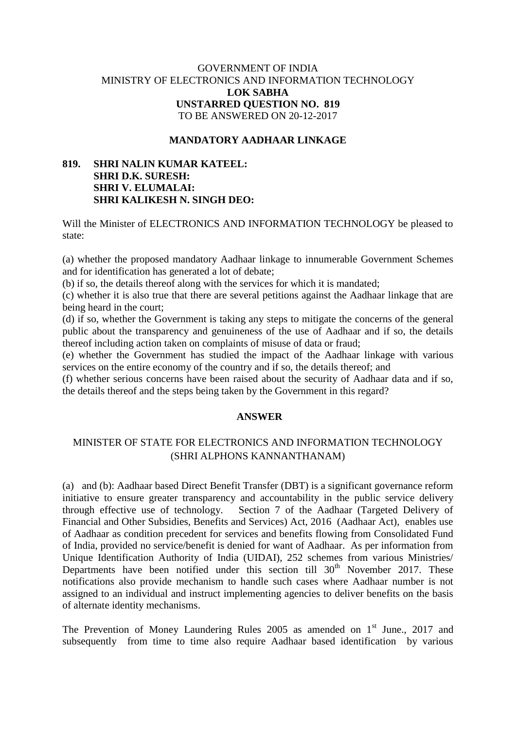GOVERNMENT OF INDIA
MINISTRY OF ELECTRONICS AND INFORMATION TECHNOLOGY
**LOK SABHA**
**UNSTARRED QUESTION NO. 819**
TO BE ANSWERED ON 20-12-2017

**MANDATORY AADHAAR LINKAGE**

**819. SHRI NALIN KUMAR KATEEL:**
**SHRI D.K. SURESH:**
**SHRI V. ELUMALAI:**
**SHRI KALIKESH N. SINGH DEO:**

Will the Minister of ELECTRONICS AND INFORMATION TECHNOLOGY be pleased to state:

(a) whether the proposed mandatory Aadhaar linkage to innumerable Government Schemes and for identification has generated a lot of debate;
(b) if so, the details thereof along with the services for which it is mandated;
(c) whether it is also true that there are several petitions against the Aadhaar linkage that are being heard in the court;
(d) if so, whether the Government is taking any steps to mitigate the concerns of the general public about the transparency and genuineness of the use of Aadhaar and if so, the details thereof including action taken on complaints of misuse of data or fraud;
(e) whether the Government has studied the impact of the Aadhaar linkage with various services on the entire economy of the country and if so, the details thereof; and
(f) whether serious concerns have been raised about the security of Aadhaar data and if so, the details thereof and the steps being taken by the Government in this regard?

**ANSWER**

MINISTER OF STATE FOR ELECTRONICS AND INFORMATION TECHNOLOGY
(SHRI ALPHONS KANNANTHANAM)

(a) and (b): Aadhaar based Direct Benefit Transfer (DBT) is a significant governance reform initiative to ensure greater transparency and accountability in the public service delivery through effective use of technology. Section 7 of the Aadhaar (Targeted Delivery of Financial and Other Subsidies, Benefits and Services) Act, 2016 (Aadhaar Act), enables use of Aadhaar as condition precedent for services and benefits flowing from Consolidated Fund of India, provided no service/benefit is denied for want of Aadhaar. As per information from Unique Identification Authority of India (UIDAI), 252 schemes from various Ministries/ Departments have been notified under this section till 30th November 2017. These notifications also provide mechanism to handle such cases where Aadhaar number is not assigned to an individual and instruct implementing agencies to deliver benefits on the basis of alternate identity mechanisms.

The Prevention of Money Laundering Rules 2005 as amended on 1st June., 2017 and subsequently from time to time also require Aadhaar based identification by various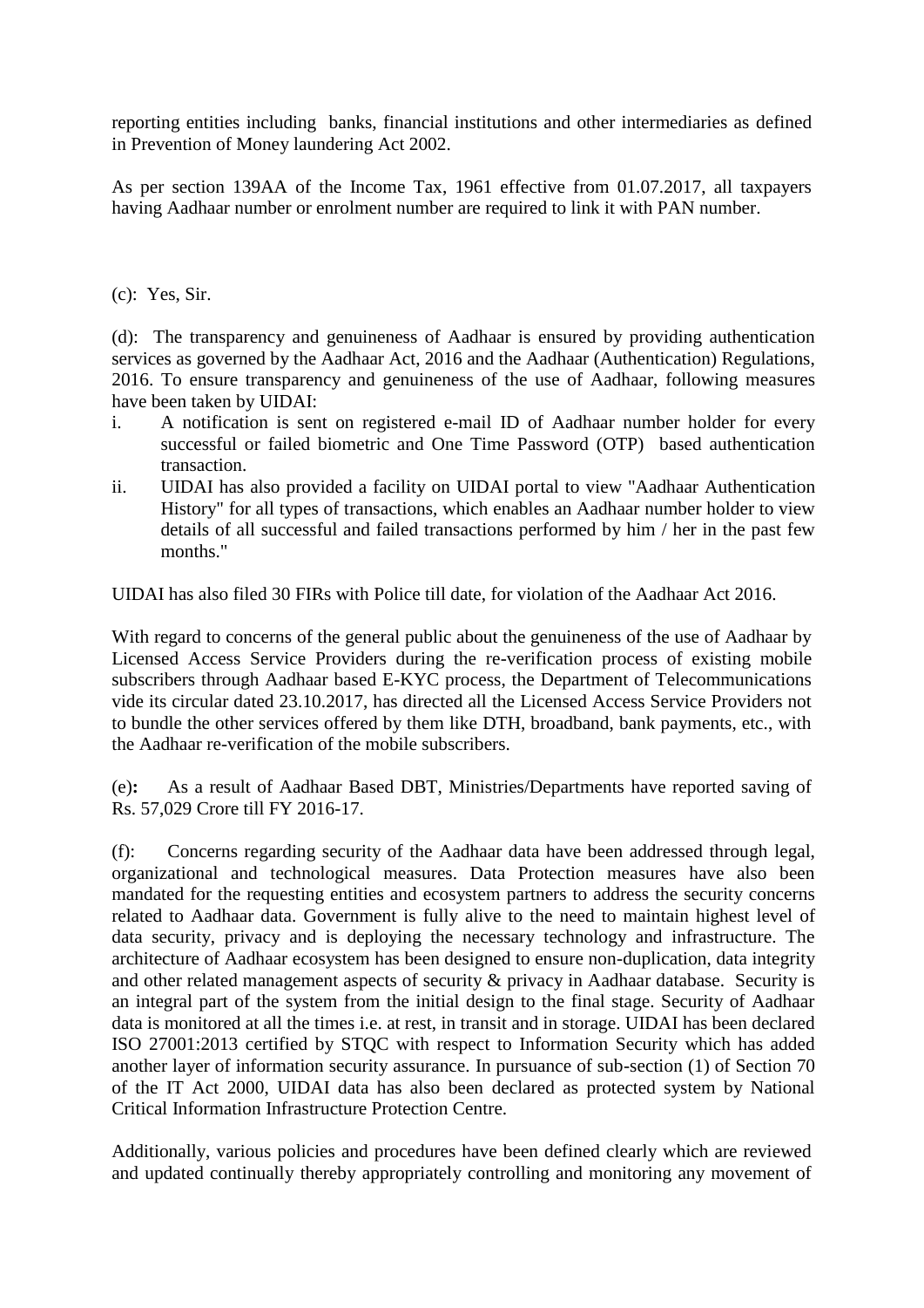reporting entities including banks, financial institutions and other intermediaries as defined in Prevention of Money laundering Act 2002.

As per section 139AA of the Income Tax, 1961 effective from 01.07.2017, all taxpayers having Aadhaar number or enrolment number are required to link it with PAN number.

(c): Yes, Sir.

(d): The transparency and genuineness of Aadhaar is ensured by providing authentication services as governed by the Aadhaar Act, 2016 and the Aadhaar (Authentication) Regulations, 2016. To ensure transparency and genuineness of the use of Aadhaar, following measures have been taken by UIDAI:

i. A notification is sent on registered e-mail ID of Aadhaar number holder for every successful or failed biometric and One Time Password (OTP) based authentication transaction.
ii. UIDAI has also provided a facility on UIDAI portal to view "Aadhaar Authentication History" for all types of transactions, which enables an Aadhaar number holder to view details of all successful and failed transactions performed by him / her in the past few months."

UIDAI has also filed 30 FIRs with Police till date, for violation of the Aadhaar Act 2016.

With regard to concerns of the general public about the genuineness of the use of Aadhaar by Licensed Access Service Providers during the re-verification process of existing mobile subscribers through Aadhaar based E-KYC process, the Department of Telecommunications vide its circular dated 23.10.2017, has directed all the Licensed Access Service Providers not to bundle the other services offered by them like DTH, broadband, bank payments, etc., with the Aadhaar re-verification of the mobile subscribers.

(e)**:** As a result of Aadhaar Based DBT, Ministries/Departments have reported saving of Rs. 57,029 Crore till FY 2016-17.

(f): Concerns regarding security of the Aadhaar data have been addressed through legal, organizational and technological measures. Data Protection measures have also been mandated for the requesting entities and ecosystem partners to address the security concerns related to Aadhaar data. Government is fully alive to the need to maintain highest level of data security, privacy and is deploying the necessary technology and infrastructure. The architecture of Aadhaar ecosystem has been designed to ensure non-duplication, data integrity and other related management aspects of security & privacy in Aadhaar database. Security is an integral part of the system from the initial design to the final stage. Security of Aadhaar data is monitored at all the times i.e. at rest, in transit and in storage. UIDAI has been declared ISO 27001:2013 certified by STQC with respect to Information Security which has added another layer of information security assurance. In pursuance of sub-section (1) of Section 70 of the IT Act 2000, UIDAI data has also been declared as protected system by National Critical Information Infrastructure Protection Centre.

Additionally, various policies and procedures have been defined clearly which are reviewed and updated continually thereby appropriately controlling and monitoring any movement of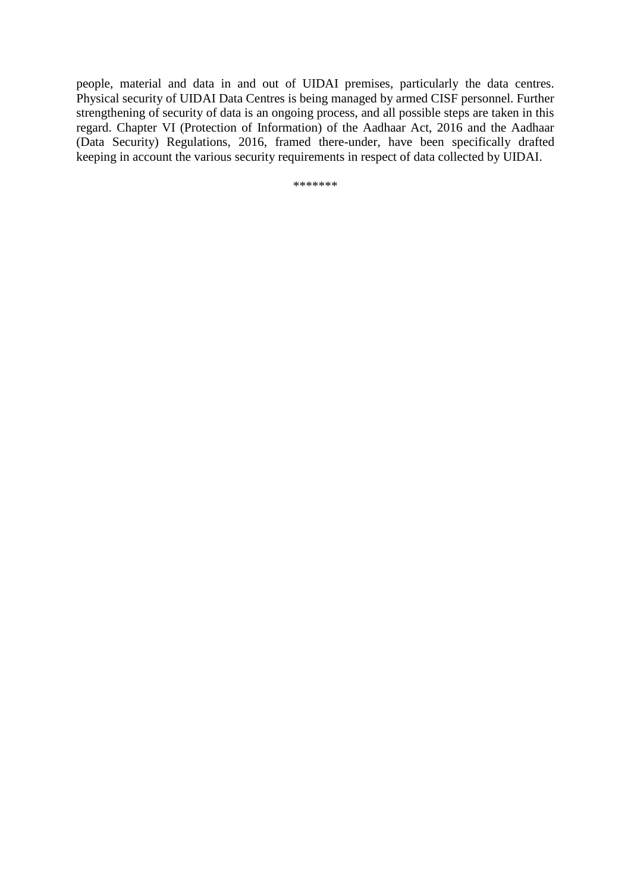people, material and data in and out of UIDAI premises, particularly the data centres. Physical security of UIDAI Data Centres is being managed by armed CISF personnel. Further strengthening of security of data is an ongoing process, and all possible steps are taken in this regard. Chapter VI (Protection of Information) of the Aadhaar Act, 2016 and the Aadhaar (Data Security) Regulations, 2016, framed there-under, have been specifically drafted keeping in account the various security requirements in respect of data collected by UIDAI.

*******